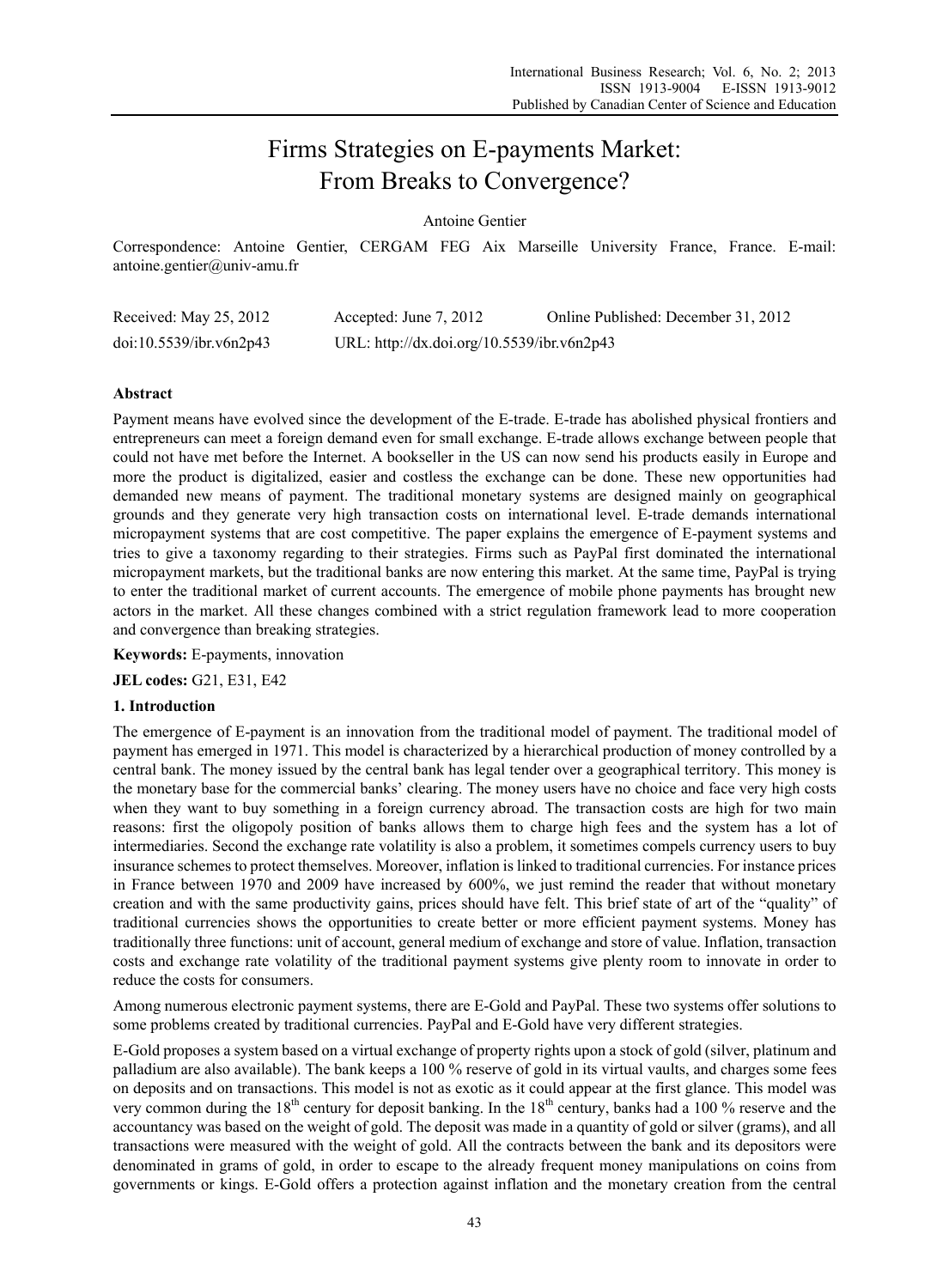# Firms Strategies on E-payments Market: From Breaks to Convergence?

Antoine Gentier

Correspondence: Antoine Gentier, CERGAM FEG Aix Marseille University France, France. E-mail: antoine.gentier@univ-amu.fr

| | | |
|---|---|---|
| Received: May 25, 2012 | Accepted: June 7, 2012 | Online Published: December 31, 2012 |
| doi:10.5539/ibr.v6n2p43 | URL: http://dx.doi.org/10.5539/ibr.v6n2p43 | |

## Abstract

Payment means have evolved since the development of the E-trade. E-trade has abolished physical frontiers and entrepreneurs can meet a foreign demand even for small exchange. E-trade allows exchange between people that could not have met before the Internet. A bookseller in the US can now send his products easily in Europe and more the product is digitalized, easier and costless the exchange can be done. These new opportunities had demanded new means of payment. The traditional monetary systems are designed mainly on geographical grounds and they generate very high transaction costs on international level. E-trade demands international micropayment systems that are cost competitive. The paper explains the emergence of E-payment systems and tries to give a taxonomy regarding to their strategies. Firms such as PayPal first dominated the international micropayment markets, but the traditional banks are now entering this market. At the same time, PayPal is trying to enter the traditional market of current accounts. The emergence of mobile phone payments has brought new actors in the market. All these changes combined with a strict regulation framework lead to more cooperation and convergence than breaking strategies.

**Keywords:** E-payments, innovation

**JEL codes:** G21, E31, E42

## 1. Introduction

The emergence of E-payment is an innovation from the traditional model of payment. The traditional model of payment has emerged in 1971. This model is characterized by a hierarchical production of money controlled by a central bank. The money issued by the central bank has legal tender over a geographical territory. This money is the monetary base for the commercial banks' clearing. The money users have no choice and face very high costs when they want to buy something in a foreign currency abroad. The transaction costs are high for two main reasons: first the oligopoly position of banks allows them to charge high fees and the system has a lot of intermediaries. Second the exchange rate volatility is also a problem, it sometimes compels currency users to buy insurance schemes to protect themselves. Moreover, inflation is linked to traditional currencies. For instance prices in France between 1970 and 2009 have increased by 600%, we just remind the reader that without monetary creation and with the same productivity gains, prices should have felt. This brief state of art of the "quality" of traditional currencies shows the opportunities to create better or more efficient payment systems. Money has traditionally three functions: unit of account, general medium of exchange and store of value. Inflation, transaction costs and exchange rate volatility of the traditional payment systems give plenty room to innovate in order to reduce the costs for consumers.

Among numerous electronic payment systems, there are E-Gold and PayPal. These two systems offer solutions to some problems created by traditional currencies. PayPal and E-Gold have very different strategies.

E-Gold proposes a system based on a virtual exchange of property rights upon a stock of gold (silver, platinum and palladium are also available). The bank keeps a 100 % reserve of gold in its virtual vaults, and charges some fees on deposits and on transactions. This model is not as exotic as it could appear at the first glance. This model was very common during the 18th century for deposit banking. In the 18th century, banks had a 100 % reserve and the accountancy was based on the weight of gold. The deposit was made in a quantity of gold or silver (grams), and all transactions were measured with the weight of gold. All the contracts between the bank and its depositors were denominated in grams of gold, in order to escape to the already frequent money manipulations on coins from governments or kings. E-Gold offers a protection against inflation and the monetary creation from the central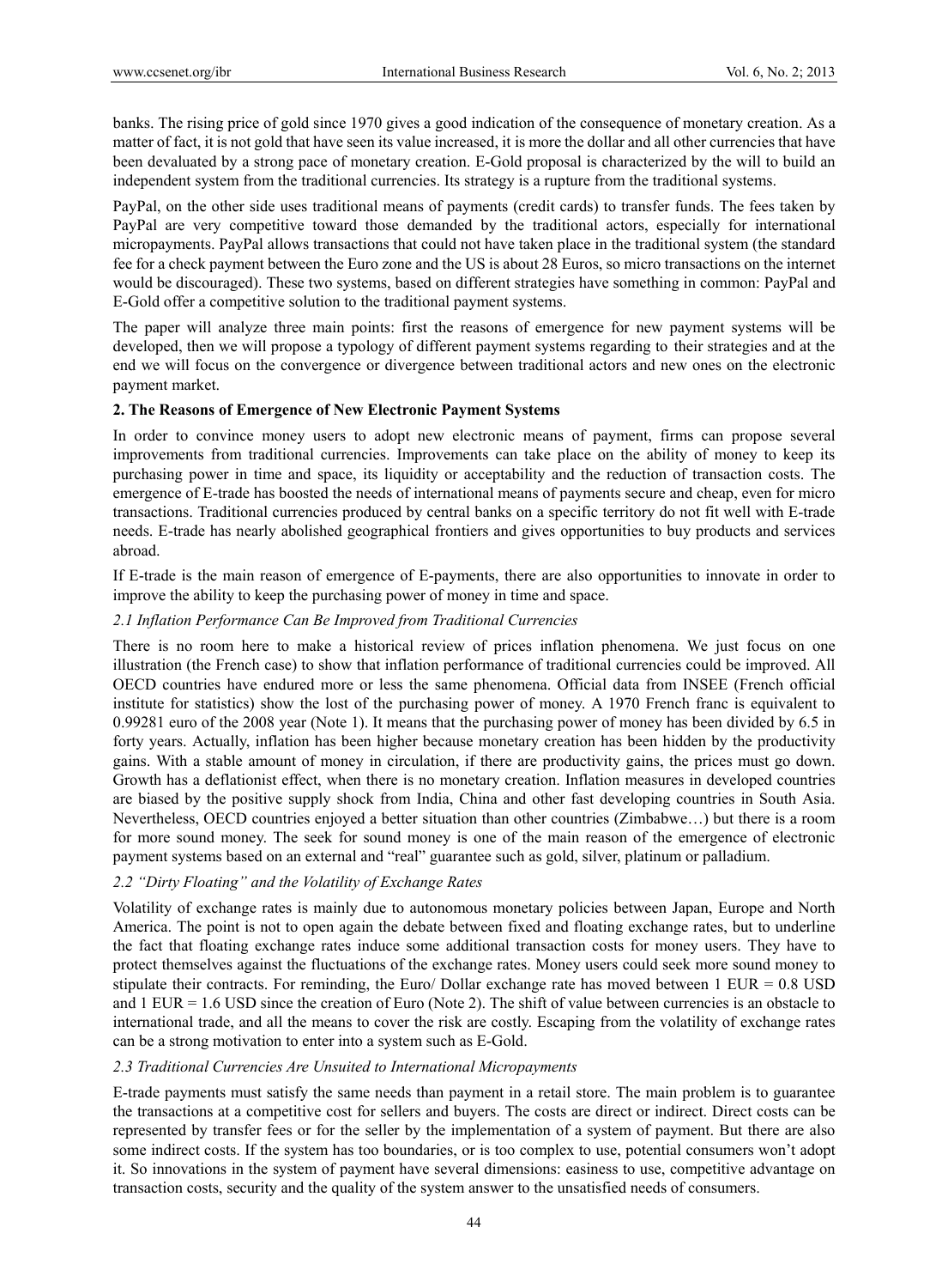banks. The rising price of gold since 1970 gives a good indication of the consequence of monetary creation. As a matter of fact, it is not gold that have seen its value increased, it is more the dollar and all other currencies that have been devaluated by a strong pace of monetary creation. E-Gold proposal is characterized by the will to build an independent system from the traditional currencies. Its strategy is a rupture from the traditional systems.

PayPal, on the other side uses traditional means of payments (credit cards) to transfer funds. The fees taken by PayPal are very competitive toward those demanded by the traditional actors, especially for international micropayments. PayPal allows transactions that could not have taken place in the traditional system (the standard fee for a check payment between the Euro zone and the US is about 28 Euros, so micro transactions on the internet would be discouraged). These two systems, based on different strategies have something in common: PayPal and E-Gold offer a competitive solution to the traditional payment systems.

The paper will analyze three main points: first the reasons of emergence for new payment systems will be developed, then we will propose a typology of different payment systems regarding to their strategies and at the end we will focus on the convergence or divergence between traditional actors and new ones on the electronic payment market.

## 2. The Reasons of Emergence of New Electronic Payment Systems

In order to convince money users to adopt new electronic means of payment, firms can propose several improvements from traditional currencies. Improvements can take place on the ability of money to keep its purchasing power in time and space, its liquidity or acceptability and the reduction of transaction costs. The emergence of E-trade has boosted the needs of international means of payments secure and cheap, even for micro transactions. Traditional currencies produced by central banks on a specific territory do not fit well with E-trade needs. E-trade has nearly abolished geographical frontiers and gives opportunities to buy products and services abroad.

If E-trade is the main reason of emergence of E-payments, there are also opportunities to innovate in order to improve the ability to keep the purchasing power of money in time and space.

### *2.1 Inflation Performance Can Be Improved from Traditional Currencies*

There is no room here to make a historical review of prices inflation phenomena. We just focus on one illustration (the French case) to show that inflation performance of traditional currencies could be improved. All OECD countries have endured more or less the same phenomena. Official data from INSEE (French official institute for statistics) show the lost of the purchasing power of money. A 1970 French franc is equivalent to 0.99281 euro of the 2008 year (Note 1). It means that the purchasing power of money has been divided by 6.5 in forty years. Actually, inflation has been higher because monetary creation has been hidden by the productivity gains. With a stable amount of money in circulation, if there are productivity gains, the prices must go down. Growth has a deflationist effect, when there is no monetary creation. Inflation measures in developed countries are biased by the positive supply shock from India, China and other fast developing countries in South Asia. Nevertheless, OECD countries enjoyed a better situation than other countries (Zimbabwe…) but there is a room for more sound money. The seek for sound money is one of the main reason of the emergence of electronic payment systems based on an external and "real" guarantee such as gold, silver, platinum or palladium.

### *2.2 "Dirty Floating" and the Volatility of Exchange Rates*

Volatility of exchange rates is mainly due to autonomous monetary policies between Japan, Europe and North America. The point is not to open again the debate between fixed and floating exchange rates, but to underline the fact that floating exchange rates induce some additional transaction costs for money users. They have to protect themselves against the fluctuations of the exchange rates. Money users could seek more sound money to stipulate their contracts. For reminding, the Euro/ Dollar exchange rate has moved between 1 EUR = 0.8 USD and 1 EUR = 1.6 USD since the creation of Euro (Note 2). The shift of value between currencies is an obstacle to international trade, and all the means to cover the risk are costly. Escaping from the volatility of exchange rates can be a strong motivation to enter into a system such as E-Gold.

### *2.3 Traditional Currencies Are Unsuited to International Micropayments*

E-trade payments must satisfy the same needs than payment in a retail store. The main problem is to guarantee the transactions at a competitive cost for sellers and buyers. The costs are direct or indirect. Direct costs can be represented by transfer fees or for the seller by the implementation of a system of payment. But there are also some indirect costs. If the system has too boundaries, or is too complex to use, potential consumers won't adopt it. So innovations in the system of payment have several dimensions: easiness to use, competitive advantage on transaction costs, security and the quality of the system answer to the unsatisfied needs of consumers.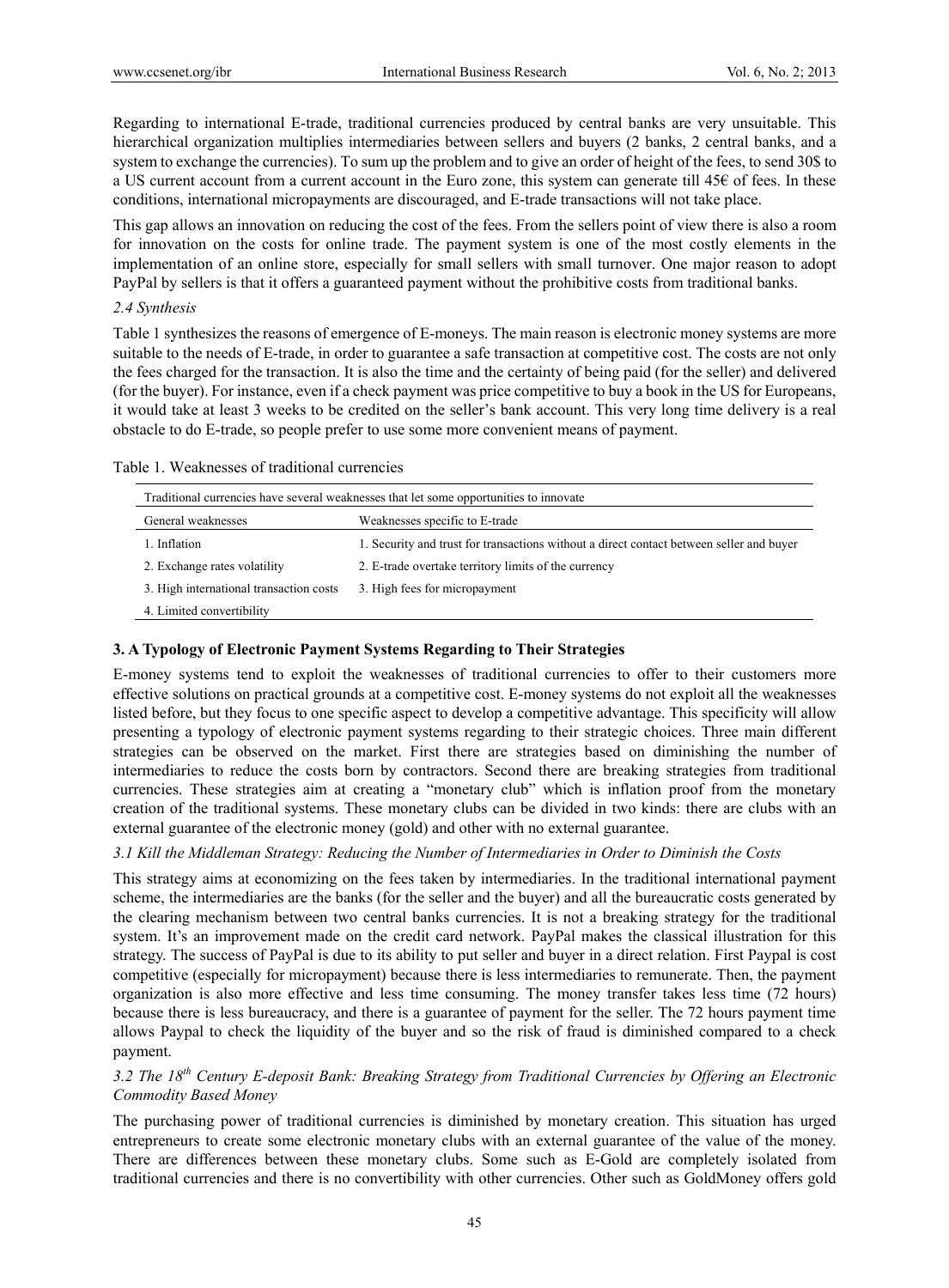Regarding to international E-trade, traditional currencies produced by central banks are very unsuitable. This hierarchical organization multiplies intermediaries between sellers and buyers (2 banks, 2 central banks, and a system to exchange the currencies). To sum up the problem and to give an order of height of the fees, to send 30$ to a US current account from a current account in the Euro zone, this system can generate till 45€ of fees. In these conditions, international micropayments are discouraged, and E-trade transactions will not take place.

This gap allows an innovation on reducing the cost of the fees. From the sellers point of view there is also a room for innovation on the costs for online trade. The payment system is one of the most costly elements in the implementation of an online store, especially for small sellers with small turnover. One major reason to adopt PayPal by sellers is that it offers a guaranteed payment without the prohibitive costs from traditional banks.

### *2.4 Synthesis*

Table 1 synthesizes the reasons of emergence of E-moneys. The main reason is electronic money systems are more suitable to the needs of E-trade, in order to guarantee a safe transaction at competitive cost. The costs are not only the fees charged for the transaction. It is also the time and the certainty of being paid (for the seller) and delivered (for the buyer). For instance, even if a check payment was price competitive to buy a book in the US for Europeans, it would take at least 3 weeks to be credited on the seller's bank account. This very long time delivery is a real obstacle to do E-trade, so people prefer to use some more convenient means of payment.

Table 1. Weaknesses of traditional currencies

| Traditional currencies have several weaknesses that let some opportunities to innovate | |
|---|---|
| General weaknesses | Weaknesses specific to E-trade |
| 1. Inflation | 1. Security and trust for transactions without a direct contact between seller and buyer |
| 2. Exchange rates volatility | 2. E-trade overtake territory limits of the currency |
| 3. High international transaction costs | 3. High fees for micropayment |
| 4. Limited convertibility | |

## 3. A Typology of Electronic Payment Systems Regarding to Their Strategies

E-money systems tend to exploit the weaknesses of traditional currencies to offer to their customers more effective solutions on practical grounds at a competitive cost. E-money systems do not exploit all the weaknesses listed before, but they focus to one specific aspect to develop a competitive advantage. This specificity will allow presenting a typology of electronic payment systems regarding to their strategic choices. Three main different strategies can be observed on the market. First there are strategies based on diminishing the number of intermediaries to reduce the costs born by contractors. Second there are breaking strategies from traditional currencies. These strategies aim at creating a "monetary club" which is inflation proof from the monetary creation of the traditional systems. These monetary clubs can be divided in two kinds: there are clubs with an external guarantee of the electronic money (gold) and other with no external guarantee.

### *3.1 Kill the Middleman Strategy: Reducing the Number of Intermediaries in Order to Diminish the Costs*

This strategy aims at economizing on the fees taken by intermediaries. In the traditional international payment scheme, the intermediaries are the banks (for the seller and the buyer) and all the bureaucratic costs generated by the clearing mechanism between two central banks currencies. It is not a breaking strategy for the traditional system. It's an improvement made on the credit card network. PayPal makes the classical illustration for this strategy. The success of PayPal is due to its ability to put seller and buyer in a direct relation. First Paypal is cost competitive (especially for micropayment) because there is less intermediaries to remunerate. Then, the payment organization is also more effective and less time consuming. The money transfer takes less time (72 hours) because there is less bureaucracy, and there is a guarantee of payment for the seller. The 72 hours payment time allows Paypal to check the liquidity of the buyer and so the risk of fraud is diminished compared to a check payment.

### *3.2 The 18th Century E-deposit Bank: Breaking Strategy from Traditional Currencies by Offering an Electronic Commodity Based Money*

The purchasing power of traditional currencies is diminished by monetary creation. This situation has urged entrepreneurs to create some electronic monetary clubs with an external guarantee of the value of the money. There are differences between these monetary clubs. Some such as E-Gold are completely isolated from traditional currencies and there is no convertibility with other currencies. Other such as GoldMoney offers gold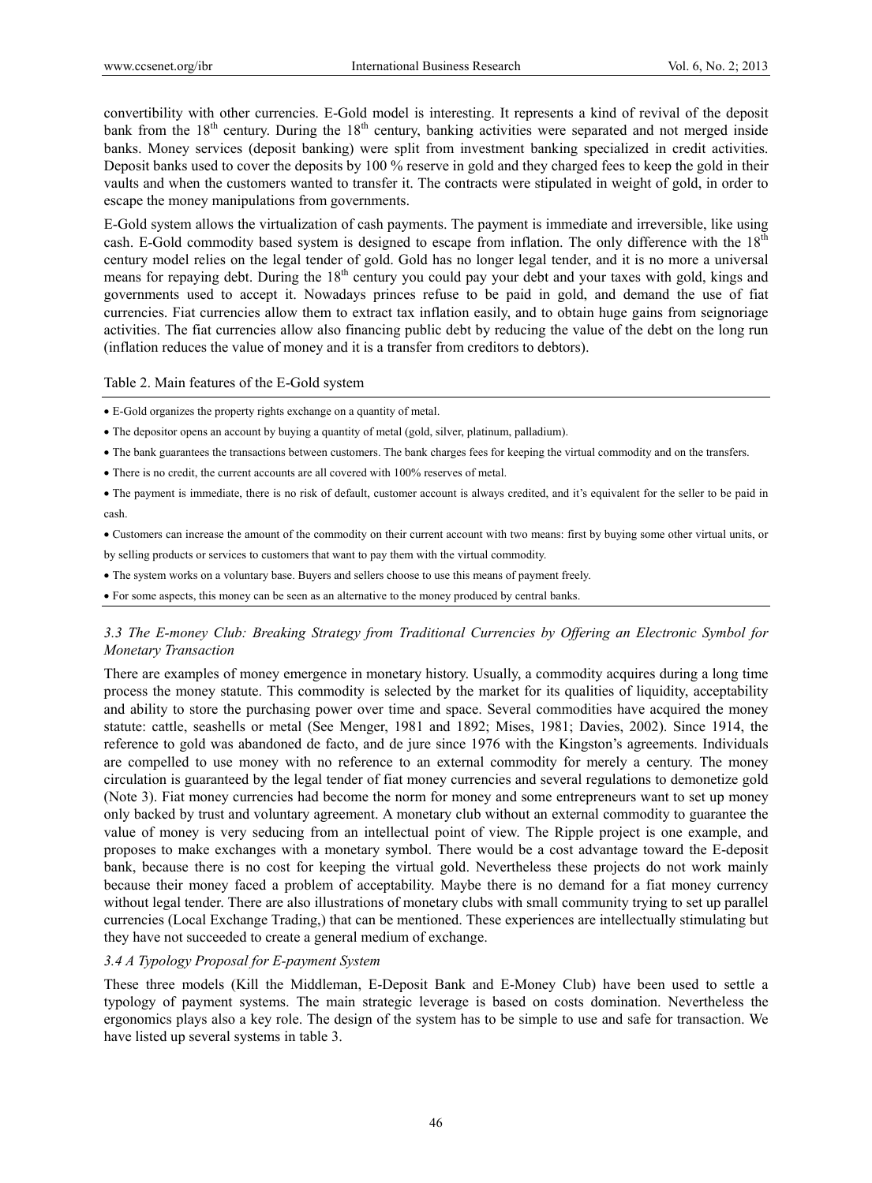convertibility with other currencies. E-Gold model is interesting. It represents a kind of revival of the deposit bank from the 18th century. During the 18th century, banking activities were separated and not merged inside banks. Money services (deposit banking) were split from investment banking specialized in credit activities. Deposit banks used to cover the deposits by 100 % reserve in gold and they charged fees to keep the gold in their vaults and when the customers wanted to transfer it. The contracts were stipulated in weight of gold, in order to escape the money manipulations from governments.

E-Gold system allows the virtualization of cash payments. The payment is immediate and irreversible, like using cash. E-Gold commodity based system is designed to escape from inflation. The only difference with the 18th century model relies on the legal tender of gold. Gold has no longer legal tender, and it is no more a universal means for repaying debt. During the 18th century you could pay your debt and your taxes with gold, kings and governments used to accept it. Nowadays princes refuse to be paid in gold, and demand the use of fiat currencies. Fiat currencies allow them to extract tax inflation easily, and to obtain huge gains from seignoriage activities. The fiat currencies allow also financing public debt by reducing the value of the debt on the long run (inflation reduces the value of money and it is a transfer from creditors to debtors).

Table 2. Main features of the E-Gold system

- E-Gold organizes the property rights exchange on a quantity of metal.
- The depositor opens an account by buying a quantity of metal (gold, silver, platinum, palladium).
- The bank guarantees the transactions between customers. The bank charges fees for keeping the virtual commodity and on the transfers.
- There is no credit, the current accounts are all covered with 100% reserves of metal.
- The payment is immediate, there is no risk of default, customer account is always credited, and it's equivalent for the seller to be paid in cash.
- Customers can increase the amount of the commodity on their current account with two means: first by buying some other virtual units, or by selling products or services to customers that want to pay them with the virtual commodity.
- The system works on a voluntary base. Buyers and sellers choose to use this means of payment freely.
- For some aspects, this money can be seen as an alternative to the money produced by central banks.

### *3.3 The E-money Club: Breaking Strategy from Traditional Currencies by Offering an Electronic Symbol for Monetary Transaction*

There are examples of money emergence in monetary history. Usually, a commodity acquires during a long time process the money statute. This commodity is selected by the market for its qualities of liquidity, acceptability and ability to store the purchasing power over time and space. Several commodities have acquired the money statute: cattle, seashells or metal (See Menger, 1981 and 1892; Mises, 1981; Davies, 2002). Since 1914, the reference to gold was abandoned de facto, and de jure since 1976 with the Kingston's agreements. Individuals are compelled to use money with no reference to an external commodity for merely a century. The money circulation is guaranteed by the legal tender of fiat money currencies and several regulations to demonetize gold (Note 3). Fiat money currencies had become the norm for money and some entrepreneurs want to set up money only backed by trust and voluntary agreement. A monetary club without an external commodity to guarantee the value of money is very seducing from an intellectual point of view. The Ripple project is one example, and proposes to make exchanges with a monetary symbol. There would be a cost advantage toward the E-deposit bank, because there is no cost for keeping the virtual gold. Nevertheless these projects do not work mainly because their money faced a problem of acceptability. Maybe there is no demand for a fiat money currency without legal tender. There are also illustrations of monetary clubs with small community trying to set up parallel currencies (Local Exchange Trading,) that can be mentioned. These experiences are intellectually stimulating but they have not succeeded to create a general medium of exchange.

### *3.4 A Typology Proposal for E-payment System*

These three models (Kill the Middleman, E-Deposit Bank and E-Money Club) have been used to settle a typology of payment systems. The main strategic leverage is based on costs domination. Nevertheless the ergonomics plays also a key role. The design of the system has to be simple to use and safe for transaction. We have listed up several systems in table 3.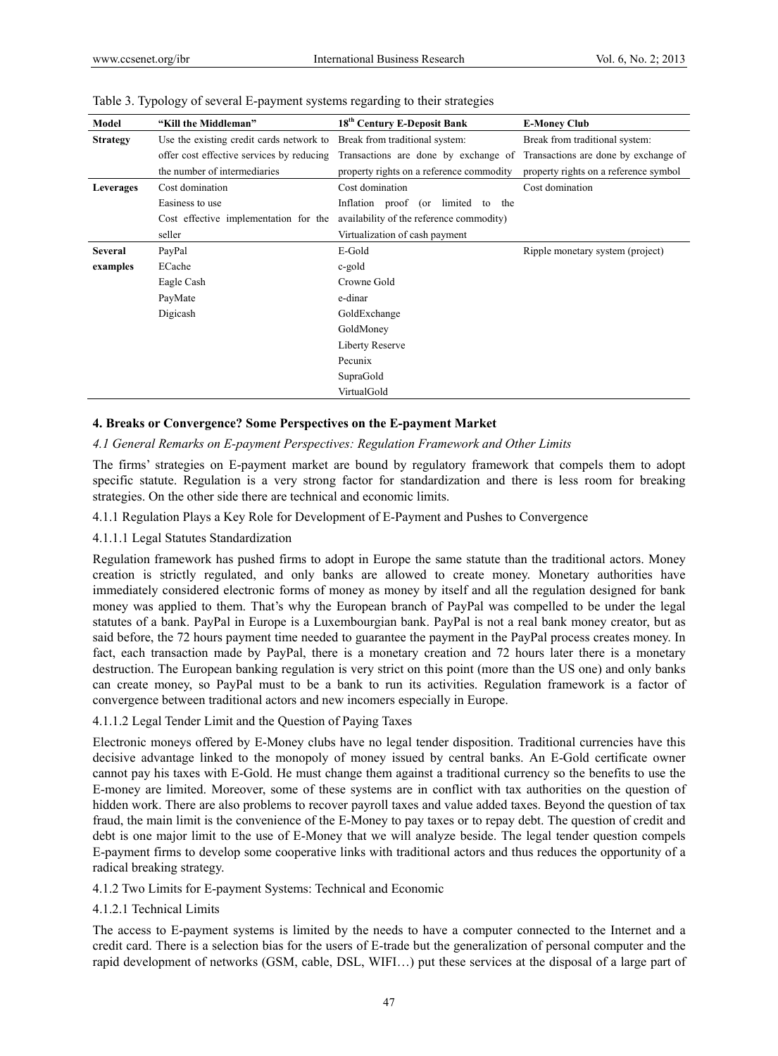Table 3. Typology of several E-payment systems regarding to their strategies

| Model | "Kill the Middleman" | 18th Century E-Deposit Bank | E-Money Club |
|---|---|---|---|
| **Strategy** | Use the existing credit cards network to offer cost effective services by reducing the number of intermediaries | Break from traditional system: Transactions are done by exchange of property rights on a reference commodity | Break from traditional system: Transactions are done by exchange of property rights on a reference symbol |
| **Leverages** | Cost domination<br>Easiness to use<br>Cost effective implementation for the seller | Cost domination<br>Inflation proof (or limited to the availability of the reference commodity)<br>Virtualization of cash payment | Cost domination |
| **Several examples** | PayPal<br>ECache<br>Eagle Cash<br>PayMate<br>Digicash | E-Gold<br>c-gold<br>Crowne Gold<br>e-dinar<br>GoldExchange<br>GoldMoney<br>Liberty Reserve<br>Pecunix<br>SupraGold<br>VirtualGold | Ripple monetary system (project) |

## 4. Breaks or Convergence? Some Perspectives on the E-payment Market

### *4.1 General Remarks on E-payment Perspectives: Regulation Framework and Other Limits*

The firms' strategies on E-payment market are bound by regulatory framework that compels them to adopt specific statute. Regulation is a very strong factor for standardization and there is less room for breaking strategies. On the other side there are technical and economic limits.

#### 4.1.1 Regulation Plays a Key Role for Development of E-Payment and Pushes to Convergence

##### 4.1.1.1 Legal Statutes Standardization

Regulation framework has pushed firms to adopt in Europe the same statute than the traditional actors. Money creation is strictly regulated, and only banks are allowed to create money. Monetary authorities have immediately considered electronic forms of money as money by itself and all the regulation designed for bank money was applied to them. That's why the European branch of PayPal was compelled to be under the legal statutes of a bank. PayPal in Europe is a Luxembourgian bank. PayPal is not a real bank money creator, but as said before, the 72 hours payment time needed to guarantee the payment in the PayPal process creates money. In fact, each transaction made by PayPal, there is a monetary creation and 72 hours later there is a monetary destruction. The European banking regulation is very strict on this point (more than the US one) and only banks can create money, so PayPal must to be a bank to run its activities. Regulation framework is a factor of convergence between traditional actors and new incomers especially in Europe.

##### 4.1.1.2 Legal Tender Limit and the Question of Paying Taxes

Electronic moneys offered by E-Money clubs have no legal tender disposition. Traditional currencies have this decisive advantage linked to the monopoly of money issued by central banks. An E-Gold certificate owner cannot pay his taxes with E-Gold. He must change them against a traditional currency so the benefits to use the E-money are limited. Moreover, some of these systems are in conflict with tax authorities on the question of hidden work. There are also problems to recover payroll taxes and value added taxes. Beyond the question of tax fraud, the main limit is the convenience of the E-Money to pay taxes or to repay debt. The question of credit and debt is one major limit to the use of E-Money that we will analyze beside. The legal tender question compels E-payment firms to develop some cooperative links with traditional actors and thus reduces the opportunity of a radical breaking strategy.

#### 4.1.2 Two Limits for E-payment Systems: Technical and Economic

##### 4.1.2.1 Technical Limits

The access to E-payment systems is limited by the needs to have a computer connected to the Internet and a credit card. There is a selection bias for the users of E-trade but the generalization of personal computer and the rapid development of networks (GSM, cable, DSL, WIFI…) put these services at the disposal of a large part of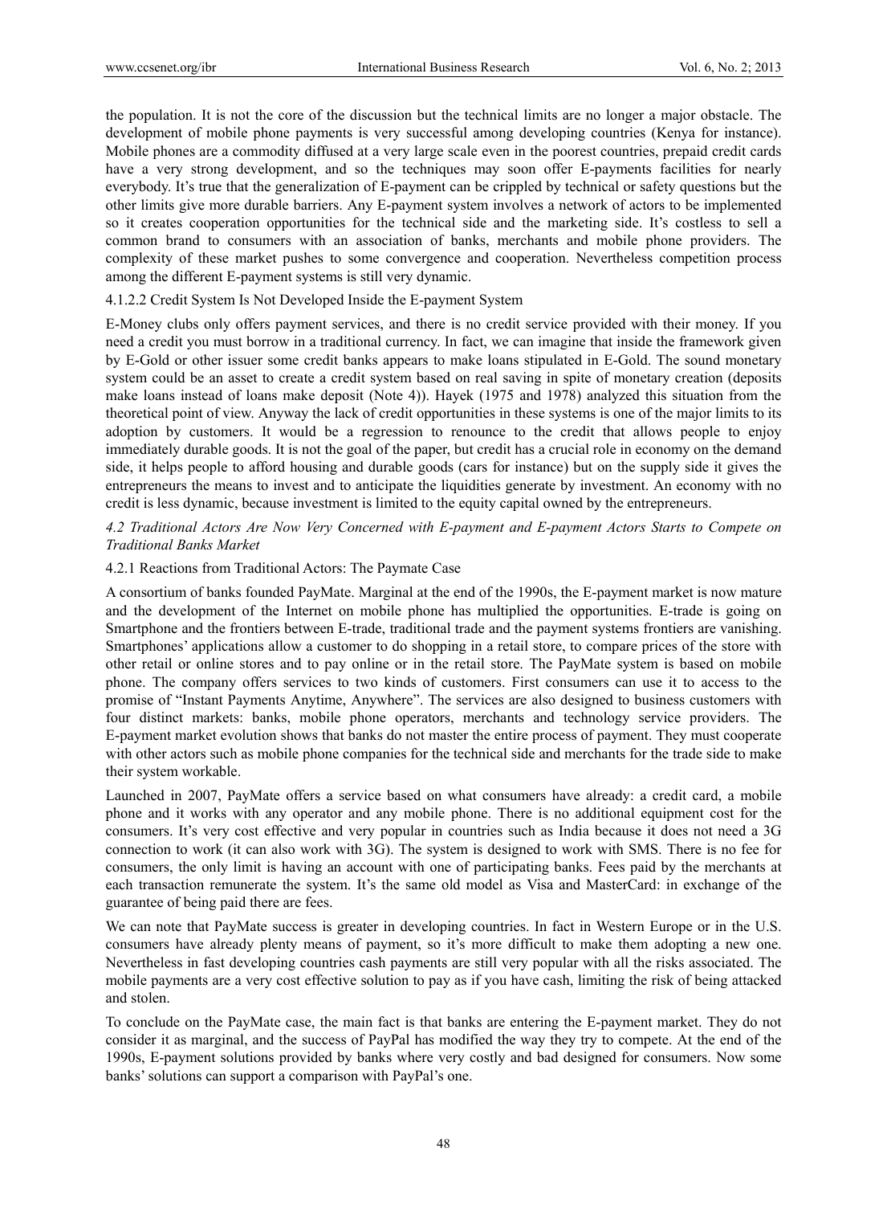the population. It is not the core of the discussion but the technical limits are no longer a major obstacle. The development of mobile phone payments is very successful among developing countries (Kenya for instance). Mobile phones are a commodity diffused at a very large scale even in the poorest countries, prepaid credit cards have a very strong development, and so the techniques may soon offer E-payments facilities for nearly everybody. It's true that the generalization of E-payment can be crippled by technical or safety questions but the other limits give more durable barriers. Any E-payment system involves a network of actors to be implemented so it creates cooperation opportunities for the technical side and the marketing side. It's costless to sell a common brand to consumers with an association of banks, merchants and mobile phone providers. The complexity of these market pushes to some convergence and cooperation. Nevertheless competition process among the different E-payment systems is still very dynamic.

#### 4.1.2.2 Credit System Is Not Developed Inside the E-payment System

E-Money clubs only offers payment services, and there is no credit service provided with their money. If you need a credit you must borrow in a traditional currency. In fact, we can imagine that inside the framework given by E-Gold or other issuer some credit banks appears to make loans stipulated in E-Gold. The sound monetary system could be an asset to create a credit system based on real saving in spite of monetary creation (deposits make loans instead of loans make deposit (Note 4)). Hayek (1975 and 1978) analyzed this situation from the theoretical point of view. Anyway the lack of credit opportunities in these systems is one of the major limits to its adoption by customers. It would be a regression to renounce to the credit that allows people to enjoy immediately durable goods. It is not the goal of the paper, but credit has a crucial role in economy on the demand side, it helps people to afford housing and durable goods (cars for instance) but on the supply side it gives the entrepreneurs the means to invest and to anticipate the liquidities generate by investment. An economy with no credit is less dynamic, because investment is limited to the equity capital owned by the entrepreneurs.

### *4.2 Traditional Actors Are Now Very Concerned with E-payment and E-payment Actors Starts to Compete on Traditional Banks Market*

#### 4.2.1 Reactions from Traditional Actors: The Paymate Case

A consortium of banks founded PayMate. Marginal at the end of the 1990s, the E-payment market is now mature and the development of the Internet on mobile phone has multiplied the opportunities. E-trade is going on Smartphone and the frontiers between E-trade, traditional trade and the payment systems frontiers are vanishing. Smartphones' applications allow a customer to do shopping in a retail store, to compare prices of the store with other retail or online stores and to pay online or in the retail store. The PayMate system is based on mobile phone. The company offers services to two kinds of customers. First consumers can use it to access to the promise of "Instant Payments Anytime, Anywhere". The services are also designed to business customers with four distinct markets: banks, mobile phone operators, merchants and technology service providers. The E-payment market evolution shows that banks do not master the entire process of payment. They must cooperate with other actors such as mobile phone companies for the technical side and merchants for the trade side to make their system workable.

Launched in 2007, PayMate offers a service based on what consumers have already: a credit card, a mobile phone and it works with any operator and any mobile phone. There is no additional equipment cost for the consumers. It's very cost effective and very popular in countries such as India because it does not need a 3G connection to work (it can also work with 3G). The system is designed to work with SMS. There is no fee for consumers, the only limit is having an account with one of participating banks. Fees paid by the merchants at each transaction remunerate the system. It's the same old model as Visa and MasterCard: in exchange of the guarantee of being paid there are fees.

We can note that PayMate success is greater in developing countries. In fact in Western Europe or in the U.S. consumers have already plenty means of payment, so it's more difficult to make them adopting a new one. Nevertheless in fast developing countries cash payments are still very popular with all the risks associated. The mobile payments are a very cost effective solution to pay as if you have cash, limiting the risk of being attacked and stolen.

To conclude on the PayMate case, the main fact is that banks are entering the E-payment market. They do not consider it as marginal, and the success of PayPal has modified the way they try to compete. At the end of the 1990s, E-payment solutions provided by banks where very costly and bad designed for consumers. Now some banks' solutions can support a comparison with PayPal's one.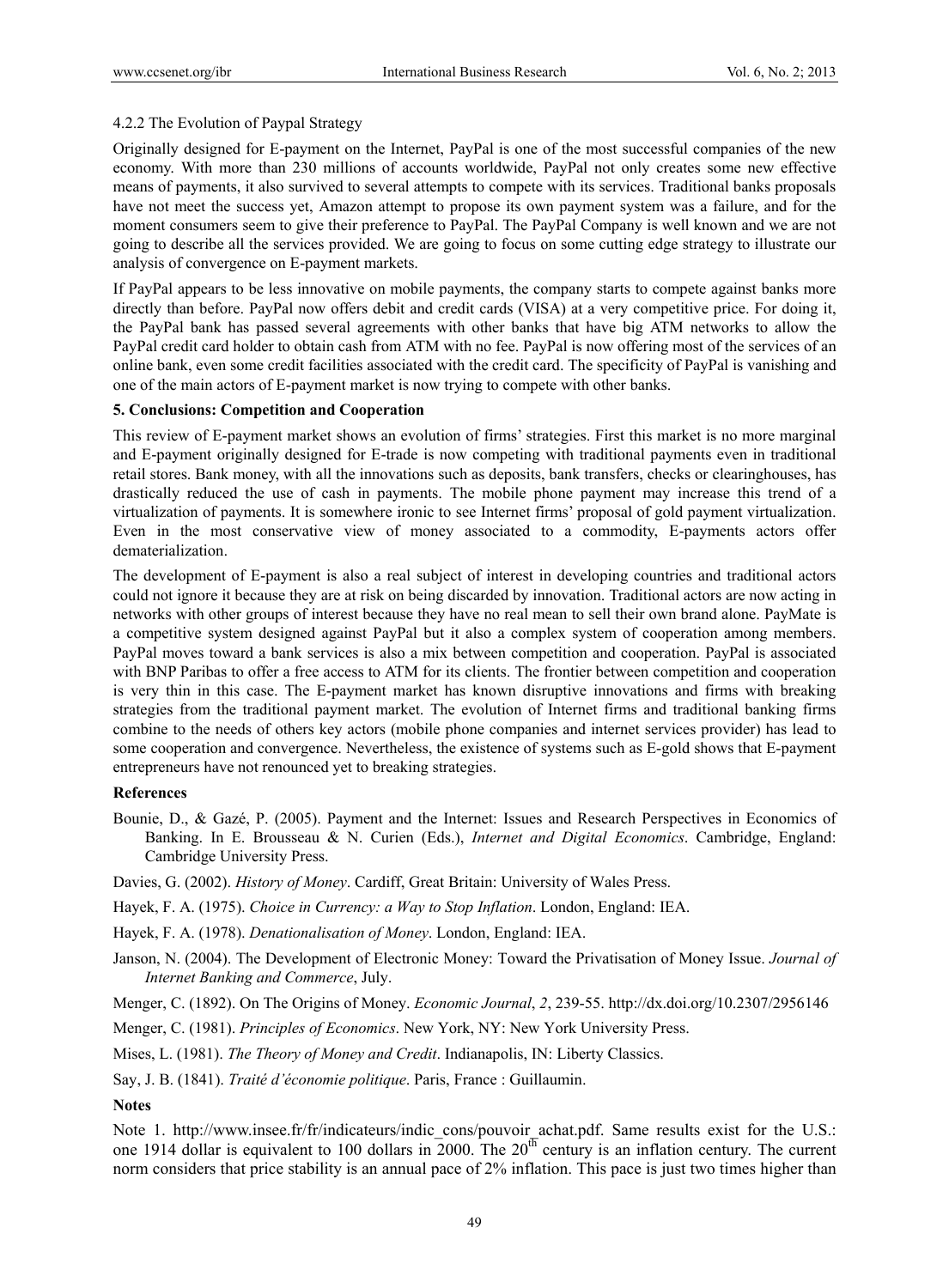#### 4.2.2 The Evolution of Paypal Strategy

Originally designed for E-payment on the Internet, PayPal is one of the most successful companies of the new economy. With more than 230 millions of accounts worldwide, PayPal not only creates some new effective means of payments, it also survived to several attempts to compete with its services. Traditional banks proposals have not meet the success yet, Amazon attempt to propose its own payment system was a failure, and for the moment consumers seem to give their preference to PayPal. The PayPal Company is well known and we are not going to describe all the services provided. We are going to focus on some cutting edge strategy to illustrate our analysis of convergence on E-payment markets.

If PayPal appears to be less innovative on mobile payments, the company starts to compete against banks more directly than before. PayPal now offers debit and credit cards (VISA) at a very competitive price. For doing it, the PayPal bank has passed several agreements with other banks that have big ATM networks to allow the PayPal credit card holder to obtain cash from ATM with no fee. PayPal is now offering most of the services of an online bank, even some credit facilities associated with the credit card. The specificity of PayPal is vanishing and one of the main actors of E-payment market is now trying to compete with other banks.

## 5. Conclusions: Competition and Cooperation

This review of E-payment market shows an evolution of firms' strategies. First this market is no more marginal and E-payment originally designed for E-trade is now competing with traditional payments even in traditional retail stores. Bank money, with all the innovations such as deposits, bank transfers, checks or clearinghouses, has drastically reduced the use of cash in payments. The mobile phone payment may increase this trend of a virtualization of payments. It is somewhere ironic to see Internet firms' proposal of gold payment virtualization. Even in the most conservative view of money associated to a commodity, E-payments actors offer dematerialization.

The development of E-payment is also a real subject of interest in developing countries and traditional actors could not ignore it because they are at risk on being discarded by innovation. Traditional actors are now acting in networks with other groups of interest because they have no real mean to sell their own brand alone. PayMate is a competitive system designed against PayPal but it also a complex system of cooperation among members. PayPal moves toward a bank services is also a mix between competition and cooperation. PayPal is associated with BNP Paribas to offer a free access to ATM for its clients. The frontier between competition and cooperation is very thin in this case. The E-payment market has known disruptive innovations and firms with breaking strategies from the traditional payment market. The evolution of Internet firms and traditional banking firms combine to the needs of others key actors (mobile phone companies and internet services provider) has lead to some cooperation and convergence. Nevertheless, the existence of systems such as E-gold shows that E-payment entrepreneurs have not renounced yet to breaking strategies.

## References

Bounie, D., & Gazé, P. (2005). Payment and the Internet: Issues and Research Perspectives in Economics of Banking. In E. Brousseau & N. Curien (Eds.), *Internet and Digital Economics*. Cambridge, England: Cambridge University Press.

Davies, G. (2002). *History of Money*. Cardiff, Great Britain: University of Wales Press.

Hayek, F. A. (1975). *Choice in Currency: a Way to Stop Inflation*. London, England: IEA.

Hayek, F. A. (1978). *Denationalisation of Money*. London, England: IEA.

Janson, N. (2004). The Development of Electronic Money: Toward the Privatisation of Money Issue. *Journal of Internet Banking and Commerce*, July.

Menger, C. (1892). On The Origins of Money. *Economic Journal*, *2*, 239-55. http://dx.doi.org/10.2307/2956146

Menger, C. (1981). *Principles of Economics*. New York, NY: New York University Press.

Mises, L. (1981). *The Theory of Money and Credit*. Indianapolis, IN: Liberty Classics.

Say, J. B. (1841). *Traité d'économie politique*. Paris, France : Guillaumin.

## Notes

Note 1. http://www.insee.fr/fr/indicateurs/indic_cons/pouvoir_achat.pdf. Same results exist for the U.S.: one 1914 dollar is equivalent to 100 dollars in 2000. The 20th century is an inflation century. The current norm considers that price stability is an annual pace of 2% inflation. This pace is just two times higher than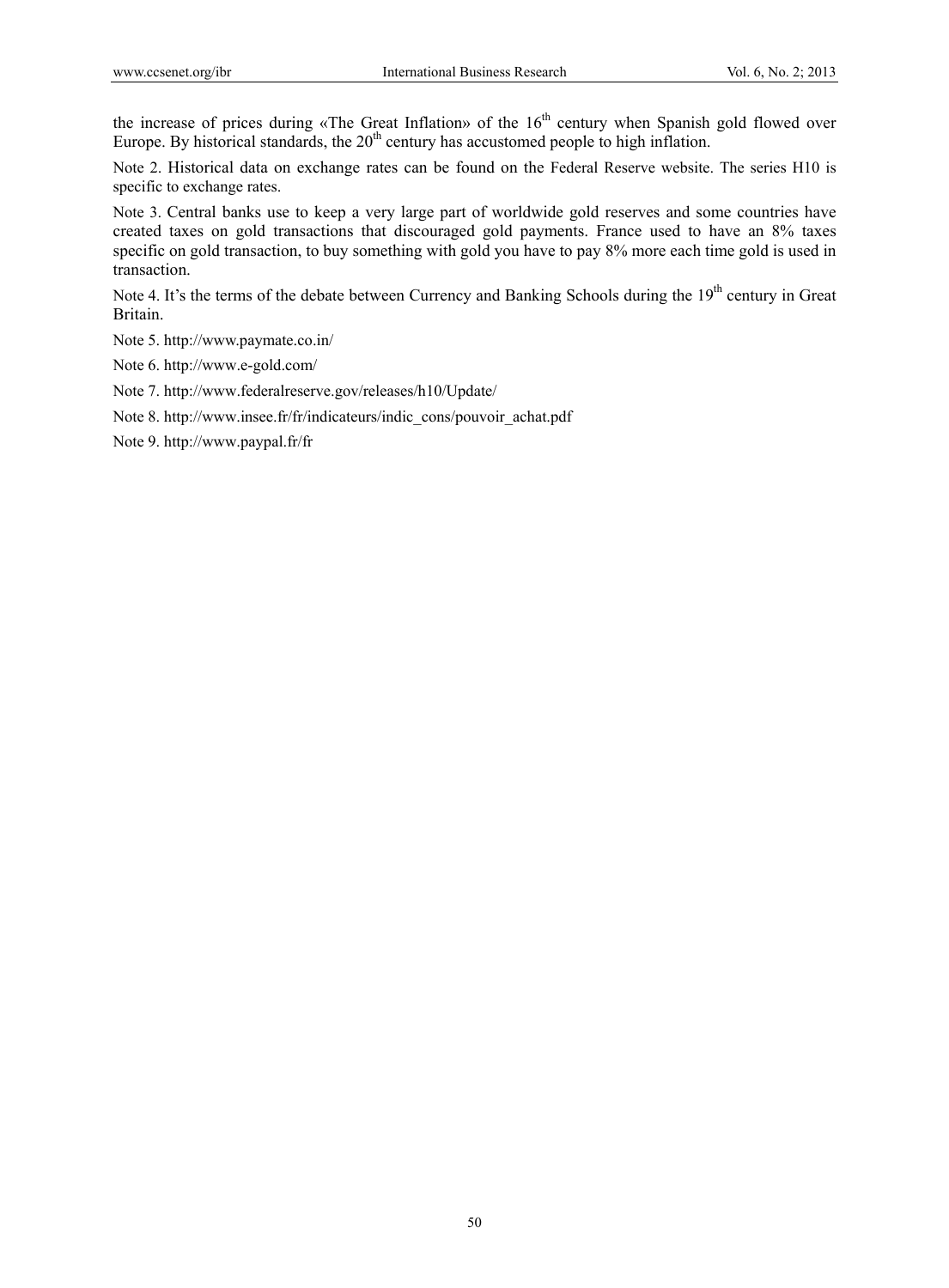the increase of prices during «The Great Inflation» of the $16^{th}$ century when Spanish gold flowed over Europe. By historical standards, the $20^{th}$ century has accustomed people to high inflation.

Note 2. Historical data on exchange rates can be found on the Federal Reserve website. The series H10 is specific to exchange rates.

Note 3. Central banks use to keep a very large part of worldwide gold reserves and some countries have created taxes on gold transactions that discouraged gold payments. France used to have an 8% taxes specific on gold transaction, to buy something with gold you have to pay 8% more each time gold is used in transaction.

Note 4. It's the terms of the debate between Currency and Banking Schools during the $19^{th}$ century in Great Britain.

Note 5. http://www.paymate.co.in/

Note 6. http://www.e-gold.com/

Note 7. http://www.federalreserve.gov/releases/h10/Update/

Note 8. http://www.insee.fr/fr/indicateurs/indic_cons/pouvoir_achat.pdf

Note 9. http://www.paypal.fr/fr